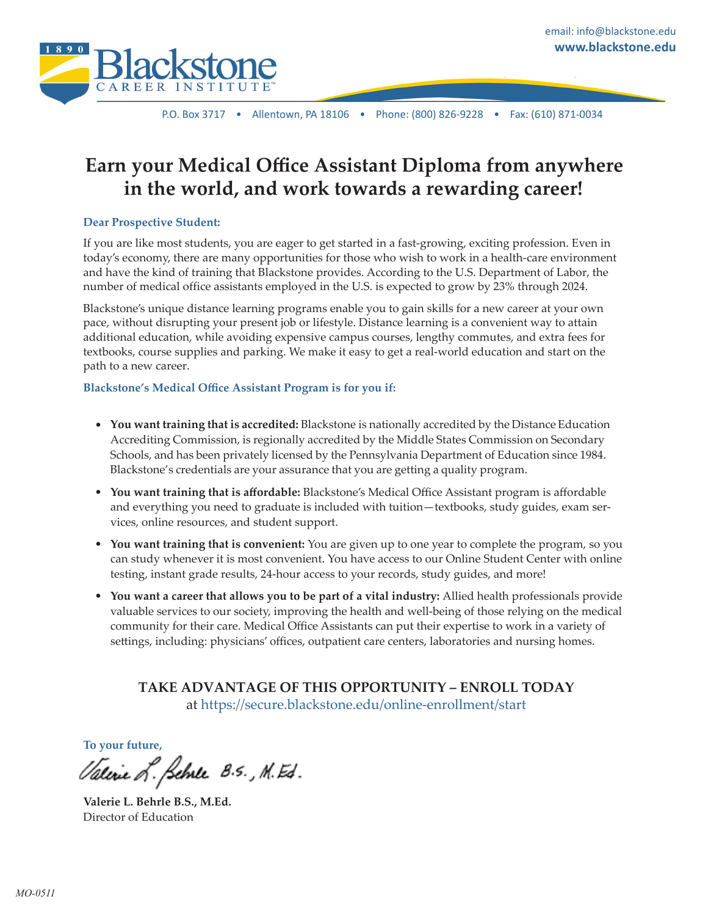email: info@blackstone.edu
**www.blackstone.edu**

**Blackstone** CAREER INSTITUTE™ 1890

P.O. Box 3717 • Allentown, PA 18106 • Phone: (800) 826-9228 • Fax: (610) 871-0034

# Earn your Medical Office Assistant Diploma from anywhere in the world, and work towards a rewarding career!

**Dear Prospective Student:**

If you are like most students, you are eager to get started in a fast-growing, exciting profession. Even in today's economy, there are many opportunities for those who wish to work in a health-care environment and have the kind of training that Blackstone provides. According to the U.S. Department of Labor, the number of medical office assistants employed in the U.S. is expected to grow by 23% through 2024.

Blackstone's unique distance learning programs enable you to gain skills for a new career at your own pace, without disrupting your present job or lifestyle. Distance learning is a convenient way to attain additional education, while avoiding expensive campus courses, lengthy commutes, and extra fees for textbooks, course supplies and parking. We make it easy to get a real-world education and start on the path to a new career.

**Blackstone's Medical Office Assistant Program is for you if:**

- **You want training that is accredited:** Blackstone is nationally accredited by the Distance Education Accrediting Commission, is regionally accredited by the Middle States Commission on Secondary Schools, and has been privately licensed by the Pennsylvania Department of Education since 1984. Blackstone's credentials are your assurance that you are getting a quality program.
- **You want training that is affordable:** Blackstone's Medical Office Assistant program is affordable and everything you need to graduate is included with tuition—textbooks, study guides, exam services, online resources, and student support.
- **You want training that is convenient:** You are given up to one year to complete the program, so you can study whenever it is most convenient. You have access to our Online Student Center with online testing, instant grade results, 24-hour access to your records, study guides, and more!
- **You want a career that allows you to be part of a vital industry:** Allied health professionals provide valuable services to our society, improving the health and well-being of those relying on the medical community for their care. Medical Office Assistants can put their expertise to work in a variety of settings, including: physicians' offices, outpatient care centers, laboratories and nursing homes.

**TAKE ADVANTAGE OF THIS OPPORTUNITY – ENROLL TODAY**
at https://secure.blackstone.edu/online-enrollment/start

**To your future,**

*Valerie L. Behrle B.S., M.Ed.*

**Valerie L. Behrle B.S., M.Ed.**
Director of Education

*MO-0511*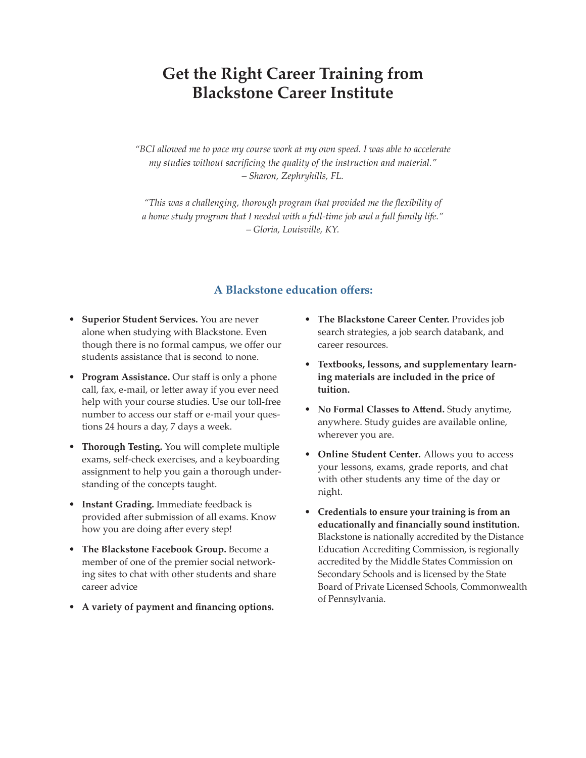# Get the Right Career Training from Blackstone Career Institute

*"BCI allowed me to pace my course work at my own speed. I was able to accelerate my studies without sacrificing the quality of the instruction and material."*
*– Sharon, Zephryhills, FL.*

*"This was a challenging, thorough program that provided me the flexibility of a home study program that I needed with a full-time job and a full family life."*
*– Gloria, Louisville, KY.*

## A Blackstone education offers:

- **Superior Student Services.** You are never alone when studying with Blackstone. Even though there is no formal campus, we offer our students assistance that is second to none.
- **Program Assistance.** Our staff is only a phone call, fax, e-mail, or letter away if you ever need help with your course studies. Use our toll-free number to access our staff or e-mail your questions 24 hours a day, 7 days a week.
- **Thorough Testing.** You will complete multiple exams, self-check exercises, and a keyboarding assignment to help you gain a thorough understanding of the concepts taught.
- **Instant Grading.** Immediate feedback is provided after submission of all exams. Know how you are doing after every step!
- **The Blackstone Facebook Group.** Become a member of one of the premier social networking sites to chat with other students and share career advice
- **A variety of payment and financing options.**
- **The Blackstone Career Center.** Provides job search strategies, a job search databank, and career resources.
- **Textbooks, lessons, and supplementary learning materials are included in the price of tuition.**
- **No Formal Classes to Attend.** Study anytime, anywhere. Study guides are available online, wherever you are.
- **Online Student Center.** Allows you to access your lessons, exams, grade reports, and chat with other students any time of the day or night.
- **Credentials to ensure your training is from an educationally and financially sound institution.** Blackstone is nationally accredited by the Distance Education Accrediting Commission, is regionally accredited by the Middle States Commission on Secondary Schools and is licensed by the State Board of Private Licensed Schools, Commonwealth of Pennsylvania.